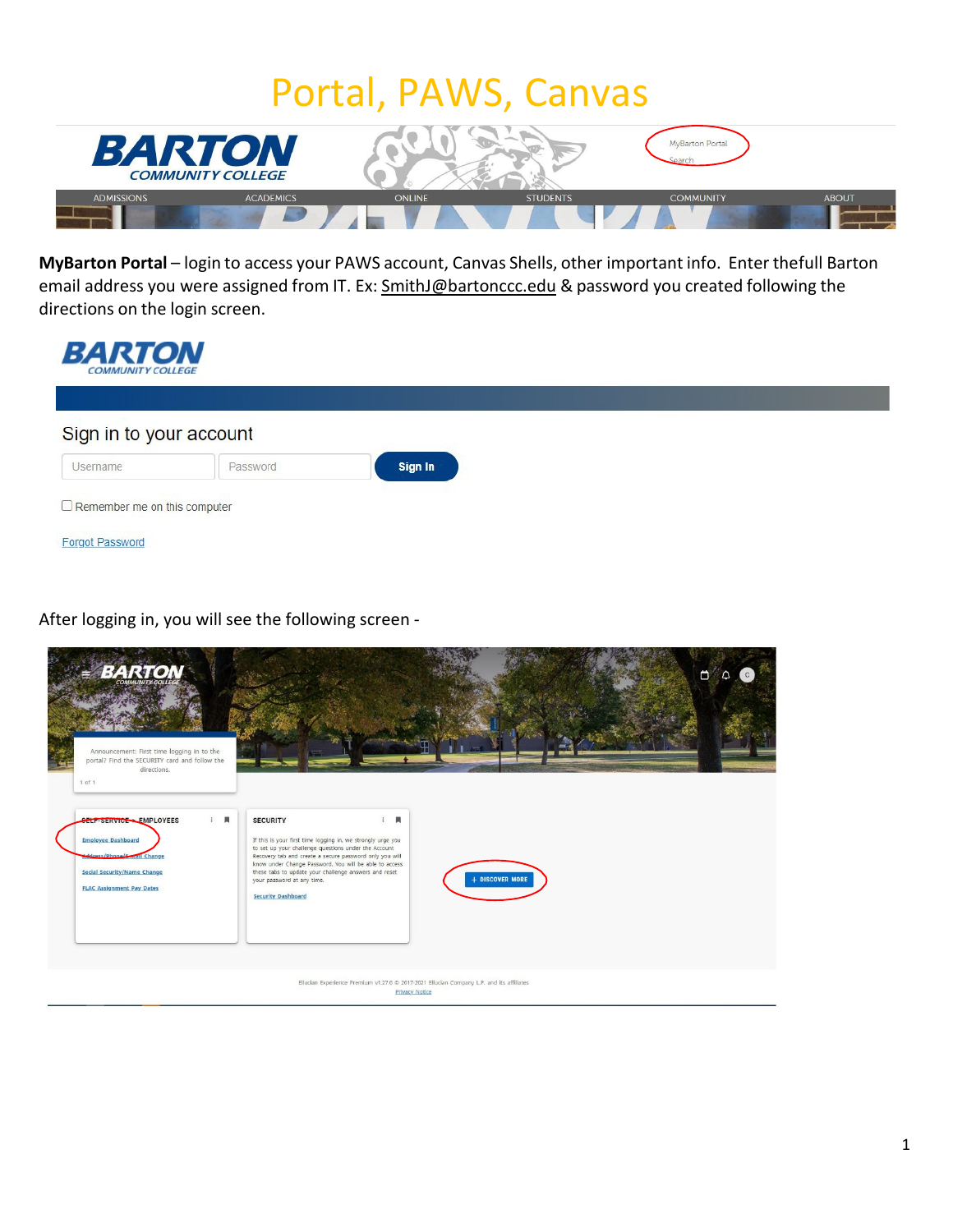# Portal, PAWS, Canvas

**MyBarton Portal** – login to access your PAWS account, Canvas Shells, other important info. Enter thefull Barton email address you were assigned from IT. Ex: SmithJ@bartonccc.edu & password you created following the directions on the login screen.

Sign in to your account

Username | Password | Sign In

Remember me on this computer

Forgot Password

After logging in, you will see the following screen -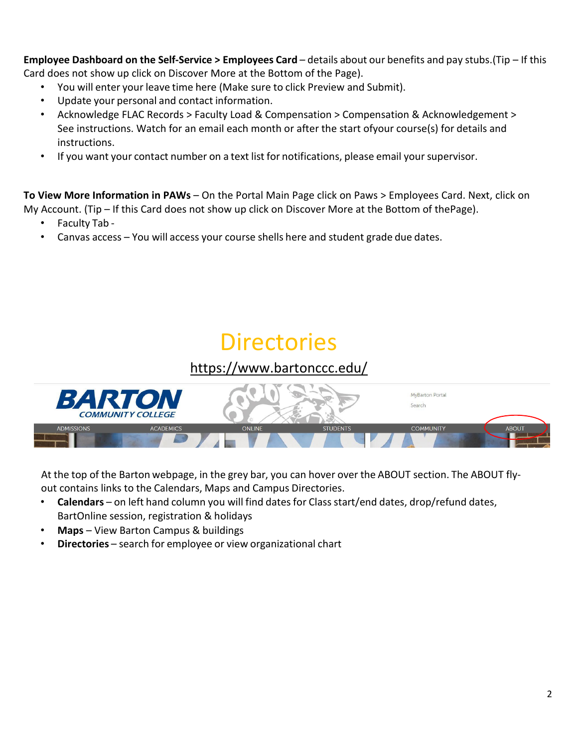**Employee Dashboard on the Self-Service > Employees Card** – details about our benefits and pay stubs.(Tip – If this Card does not show up click on Discover More at the Bottom of the Page).

- You will enter your leave time here (Make sure to click Preview and Submit).
- Update your personal and contact information.
- Acknowledge FLAC Records > Faculty Load & Compensation > Compensation & Acknowledgement > See instructions. Watch for an email each month or after the start ofyour course(s) for details and instructions.
- If you want your contact number on a text list for notifications, please email your supervisor.

**To View More Information in PAWs** – On the Portal Main Page click on Paws > Employees Card. Next, click on My Account. (Tip – If this Card does not show up click on Discover More at the Bottom of thePage).

- Faculty Tab -
- Canvas access – You will access your course shells here and student grade due dates.

# Directories

https://www.bartonccc.edu/

At the top of the Barton webpage, in the grey bar, you can hover over the ABOUT section. The ABOUT fly-out contains links to the Calendars, Maps and Campus Directories.

- **Calendars** – on left hand column you will find dates for Class start/end dates, drop/refund dates, BartOnline session, registration & holidays
- **Maps** – View Barton Campus & buildings
- **Directories** – search for employee or view organizational chart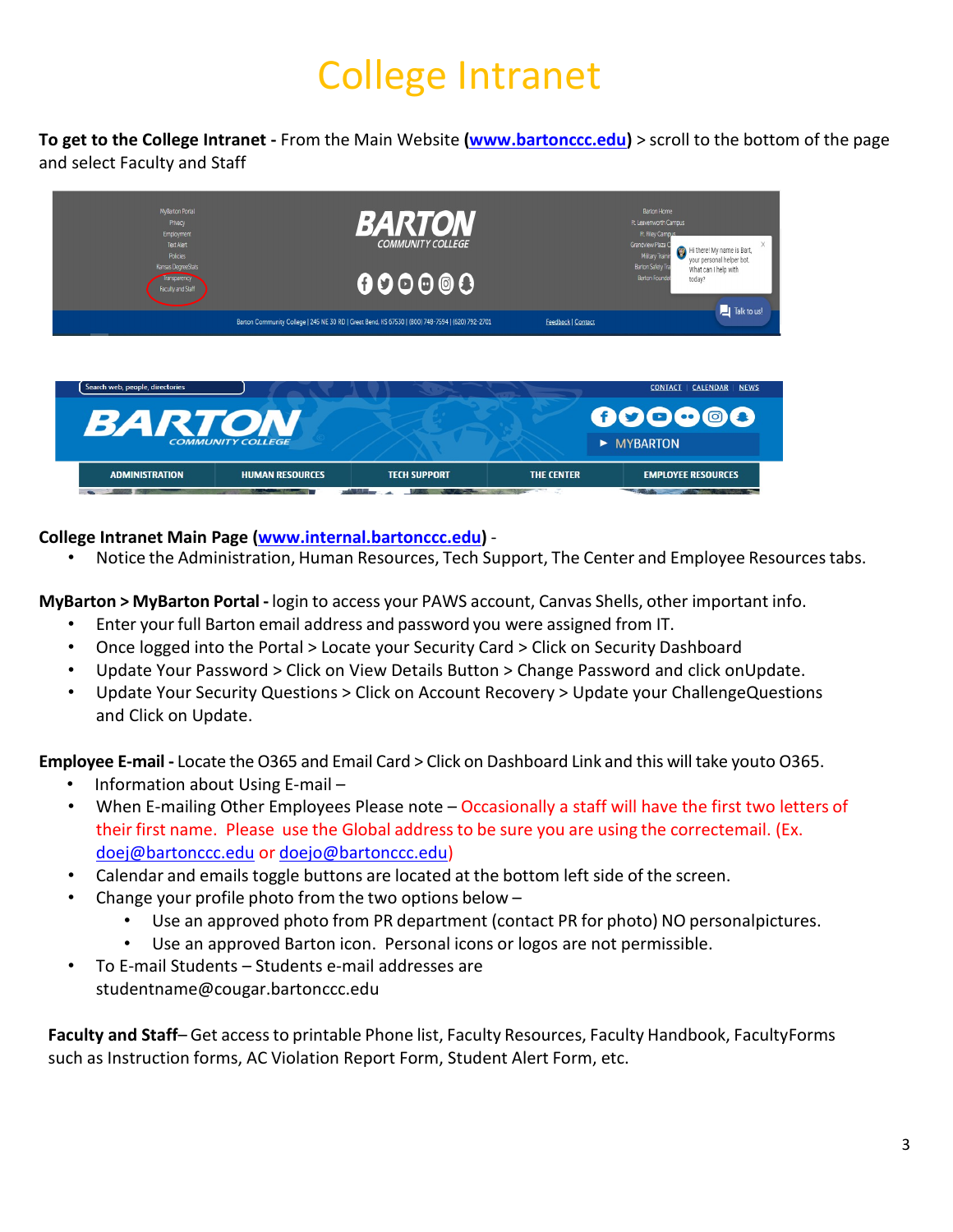# College Intranet

**To get to the College Intranet -** From the Main Website **([www.bartonccc.edu](www.bartonccc.edu))** > scroll to the bottom of the page and select Faculty and Staff

**College Intranet Main Page ([www.internal.bartonccc.edu](www.internal.bartonccc.edu))** -

- Notice the Administration, Human Resources, Tech Support, The Center and Employee Resources tabs.

**MyBarton > MyBarton Portal -** login to access your PAWS account, Canvas Shells, other important info.

- Enter your full Barton email address and password you were assigned from IT.
- Once logged into the Portal > Locate your Security Card > Click on Security Dashboard
- Update Your Password > Click on View Details Button > Change Password and click onUpdate.
- Update Your Security Questions > Click on Account Recovery > Update your ChallengeQuestions and Click on Update.

**Employee E-mail -** Locate the O365 and Email Card > Click on Dashboard Link and this will take youto O365.

- Information about Using E-mail –
- When E-mailing Other Employees Please note – Occasionally a staff will have the first two letters of their first name. Please use the Global address to be sure you are using the correctemail. (Ex. doej@bartonccc.edu or doejo@bartonccc.edu)
- Calendar and emails toggle buttons are located at the bottom left side of the screen.
- Change your profile photo from the two options below –
  - Use an approved photo from PR department (contact PR for photo) NO personalpictures.
  - Use an approved Barton icon. Personal icons or logos are not permissible.
- To E-mail Students – Students e-mail addresses are studentname@cougar.bartonccc.edu

**Faculty and Staff**– Get access to printable Phone list, Faculty Resources, Faculty Handbook, FacultyForms such as Instruction forms, AC Violation Report Form, Student Alert Form, etc.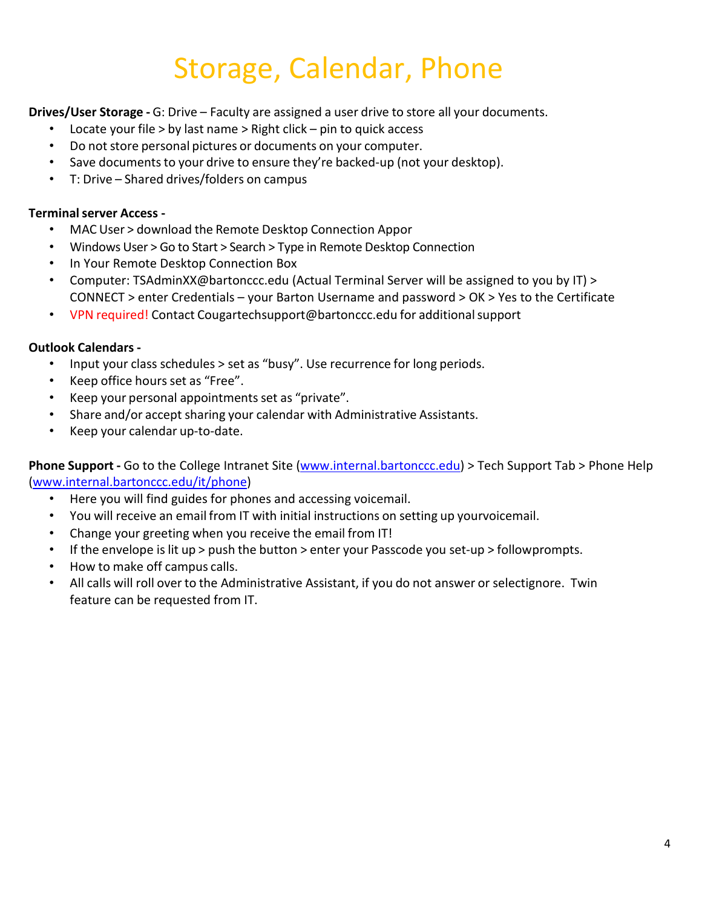# Storage, Calendar, Phone

**Drives/User Storage -** G: Drive – Faculty are assigned a user drive to store all your documents.

- Locate your file > by last name > Right click – pin to quick access
- Do not store personal pictures or documents on your computer.
- Save documents to your drive to ensure they're backed-up (not your desktop).
- T: Drive – Shared drives/folders on campus

**Terminal server Access -**

- MAC User > download the Remote Desktop Connection Appor
- Windows User > Go to Start > Search > Type in Remote Desktop Connection
- In Your Remote Desktop Connection Box
- Computer: TSAdminXX@bartonccc.edu (Actual Terminal Server will be assigned to you by IT) > CONNECT > enter Credentials – your Barton Username and password > OK > Yes to the Certificate
- VPN required! Contact Cougartechsupport@bartonccc.edu for additional support

**Outlook Calendars -**

- Input your class schedules > set as "busy". Use recurrence for long periods.
- Keep office hours set as "Free".
- Keep your personal appointments set as "private".
- Share and/or accept sharing your calendar with Administrative Assistants.
- Keep your calendar up-to-date.

**Phone Support -** Go to the College Intranet Site ([www.internal.bartonccc.edu](www.internal.bartonccc.edu)) > Tech Support Tab > Phone Help ([www.internal.bartonccc.edu/it/phone](www.internal.bartonccc.edu/it/phone))

- Here you will find guides for phones and accessing voicemail.
- You will receive an email from IT with initial instructions on setting up yourvoicemail.
- Change your greeting when you receive the email from IT!
- If the envelope is lit up > push the button > enter your Passcode you set-up > followprompts.
- How to make off campus calls.
- All calls will roll over to the Administrative Assistant, if you do not answer or selectignore. Twin feature can be requested from IT.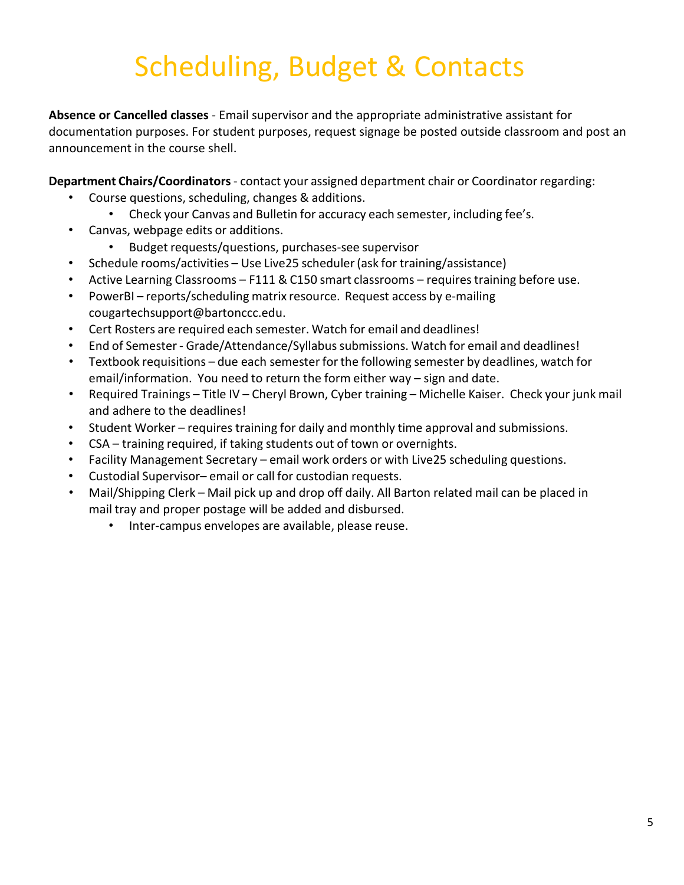# Scheduling, Budget & Contacts

**Absence or Cancelled classes** - Email supervisor and the appropriate administrative assistant for documentation purposes. For student purposes, request signage be posted outside classroom and post an announcement in the course shell.

**Department Chairs/Coordinators** - contact your assigned department chair or Coordinator regarding:

- Course questions, scheduling, changes & additions.
  - Check your Canvas and Bulletin for accuracy each semester, including fee's.
- Canvas, webpage edits or additions.
  - Budget requests/questions, purchases-see supervisor
- Schedule rooms/activities – Use Live25 scheduler (ask for training/assistance)
- Active Learning Classrooms – F111 & C150 smart classrooms – requires training before use.
- PowerBI – reports/scheduling matrix resource. Request access by e-mailing cougartechsupport@bartonccc.edu.
- Cert Rosters are required each semester. Watch for email and deadlines!
- End of Semester - Grade/Attendance/Syllabus submissions. Watch for email and deadlines!
- Textbook requisitions – due each semester for the following semester by deadlines, watch for email/information. You need to return the form either way – sign and date.
- Required Trainings – Title IV – Cheryl Brown, Cyber training – Michelle Kaiser. Check your junk mail and adhere to the deadlines!
- Student Worker – requires training for daily and monthly time approval and submissions.
- CSA – training required, if taking students out of town or overnights.
- Facility Management Secretary – email work orders or with Live25 scheduling questions.
- Custodial Supervisor– email or call for custodian requests.
- Mail/Shipping Clerk – Mail pick up and drop off daily. All Barton related mail can be placed in mail tray and proper postage will be added and disbursed.
  - Inter-campus envelopes are available, please reuse.